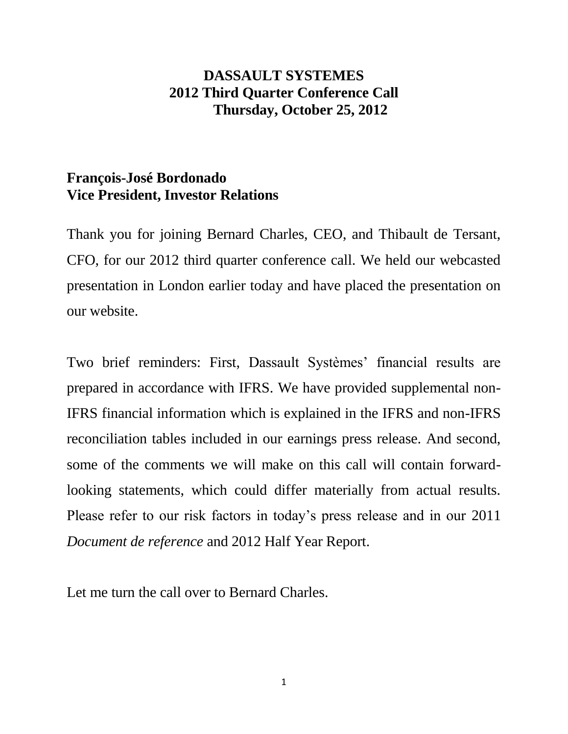# DASSAULT SYSTEMES
## 2012 Third Quarter Conference Call
### Thursday, October 25, 2012

**François-José Bordonado**
**Vice President, Investor Relations**

Thank you for joining Bernard Charles, CEO, and Thibault de Tersant, CFO, for our 2012 third quarter conference call. We held our webcasted presentation in London earlier today and have placed the presentation on our website.

Two brief reminders: First, Dassault Systèmes' financial results are prepared in accordance with IFRS. We have provided supplemental non-IFRS financial information which is explained in the IFRS and non-IFRS reconciliation tables included in our earnings press release. And second, some of the comments we will make on this call will contain forward-looking statements, which could differ materially from actual results. Please refer to our risk factors in today's press release and in our 2011 *Document de reference* and 2012 Half Year Report.

Let me turn the call over to Bernard Charles.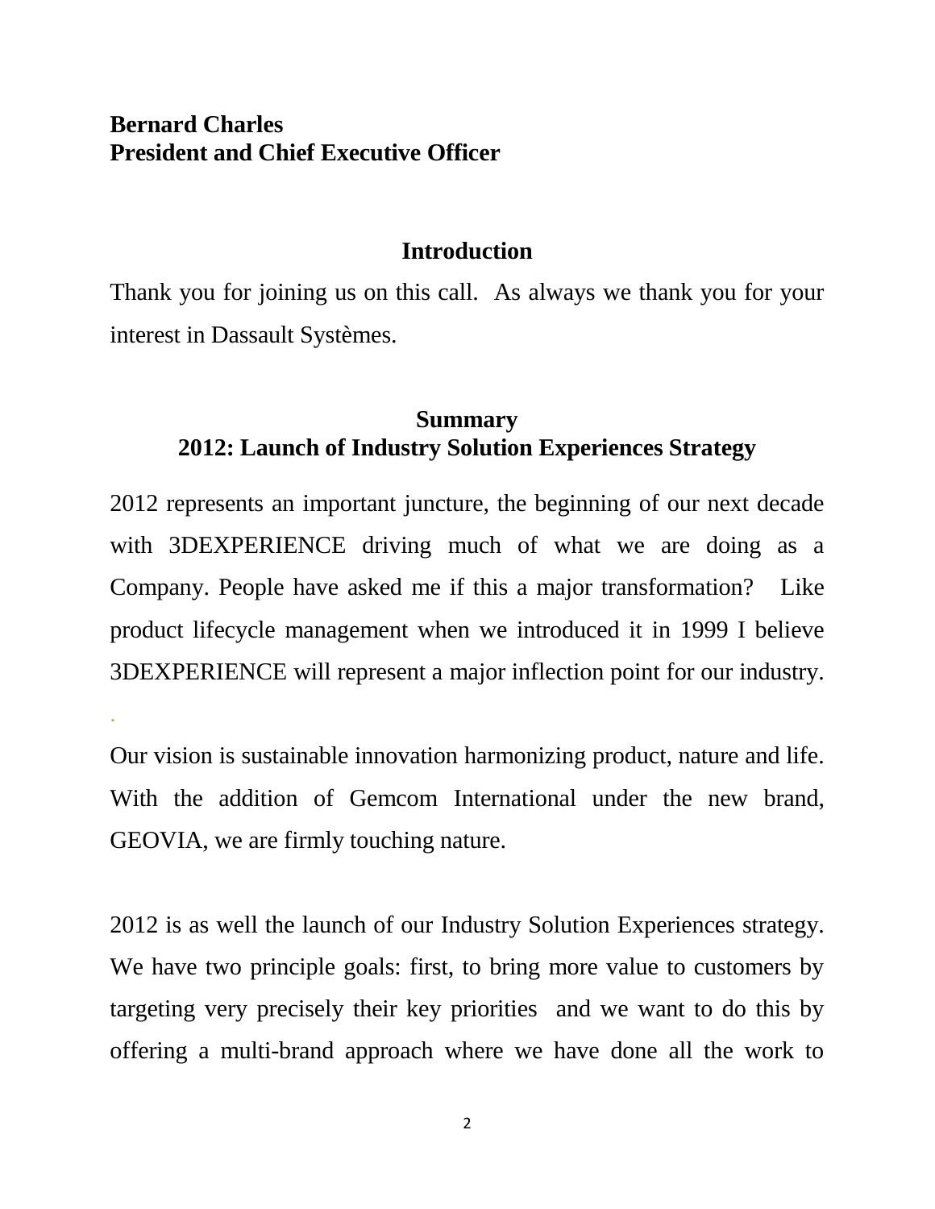**Bernard Charles**
**President and Chief Executive Officer**

## Introduction

Thank you for joining us on this call. As always we thank you for your interest in Dassault Systèmes.

## Summary
## 2012: Launch of Industry Solution Experiences Strategy

2012 represents an important juncture, the beginning of our next decade with 3DEXPERIENCE driving much of what we are doing as a Company. People have asked me if this a major transformation? Like product lifecycle management when we introduced it in 1999 I believe 3DEXPERIENCE will represent a major inflection point for our industry.

.

Our vision is sustainable innovation harmonizing product, nature and life. With the addition of Gemcom International under the new brand, GEOVIA, we are firmly touching nature.

2012 is as well the launch of our Industry Solution Experiences strategy. We have two principle goals: first, to bring more value to customers by targeting very precisely their key priorities and we want to do this by offering a multi-brand approach where we have done all the work to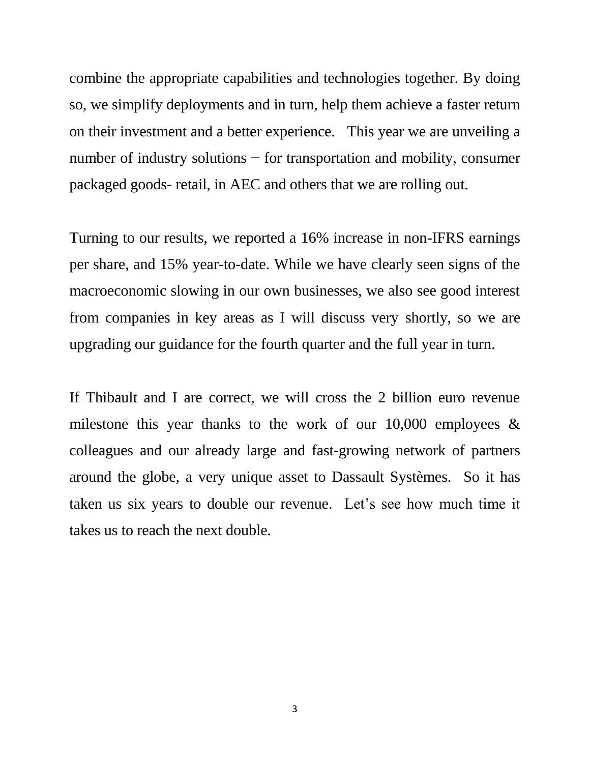combine the appropriate capabilities and technologies together. By doing so, we simplify deployments and in turn, help them achieve a faster return on their investment and a better experience. This year we are unveiling a number of industry solutions − for transportation and mobility, consumer packaged goods- retail, in AEC and others that we are rolling out.

Turning to our results, we reported a 16% increase in non-IFRS earnings per share, and 15% year-to-date. While we have clearly seen signs of the macroeconomic slowing in our own businesses, we also see good interest from companies in key areas as I will discuss very shortly, so we are upgrading our guidance for the fourth quarter and the full year in turn.

If Thibault and I are correct, we will cross the 2 billion euro revenue milestone this year thanks to the work of our 10,000 employees & colleagues and our already large and fast-growing network of partners around the globe, a very unique asset to Dassault Systèmes. So it has taken us six years to double our revenue. Let's see how much time it takes us to reach the next double.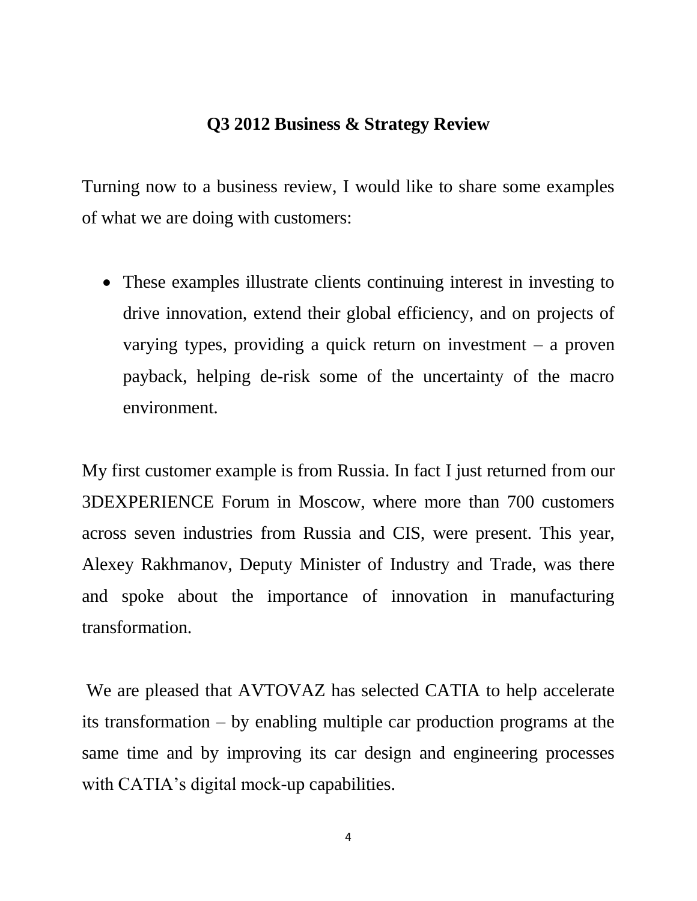## Q3 2012 Business & Strategy Review

Turning now to a business review, I would like to share some examples of what we are doing with customers:

- These examples illustrate clients continuing interest in investing to drive innovation, extend their global efficiency, and on projects of varying types, providing a quick return on investment – a proven payback, helping de-risk some of the uncertainty of the macro environment.

My first customer example is from Russia. In fact I just returned from our 3DEXPERIENCE Forum in Moscow, where more than 700 customers across seven industries from Russia and CIS, were present. This year, Alexey Rakhmanov, Deputy Minister of Industry and Trade, was there and spoke about the importance of innovation in manufacturing transformation.

We are pleased that AVTOVAZ has selected CATIA to help accelerate its transformation – by enabling multiple car production programs at the same time and by improving its car design and engineering processes with CATIA's digital mock-up capabilities.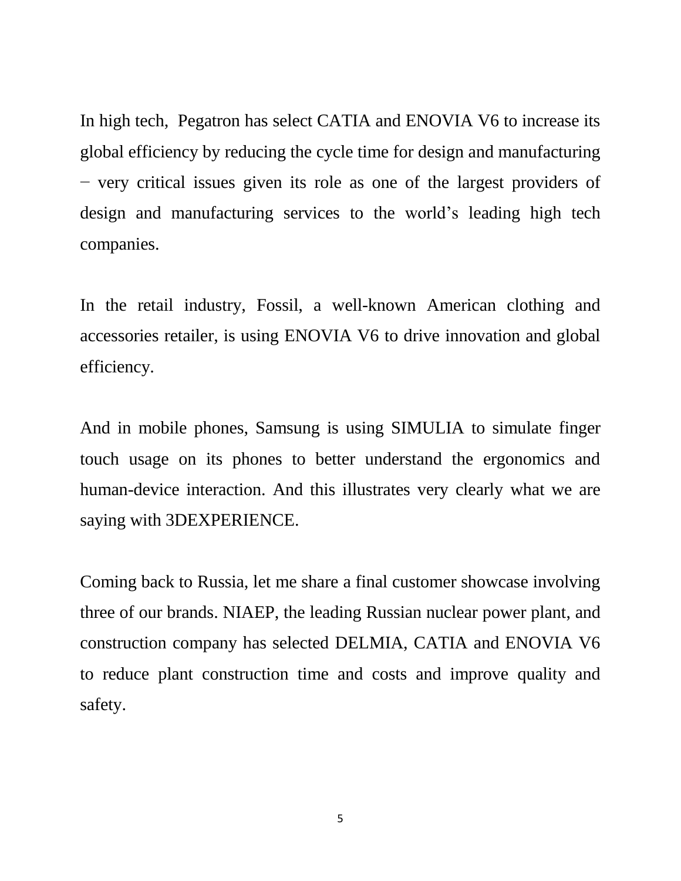In high tech,  Pegatron has select CATIA and ENOVIA V6 to increase its global efficiency by reducing the cycle time for design and manufacturing − very critical issues given its role as one of the largest providers of design and manufacturing services to the world’s leading high tech companies.

In the retail industry, Fossil, a well-known American clothing and accessories retailer, is using ENOVIA V6 to drive innovation and global efficiency.

And in mobile phones, Samsung is using SIMULIA to simulate finger touch usage on its phones to better understand the ergonomics and human-device interaction. And this illustrates very clearly what we are saying with 3DEXPERIENCE.

Coming back to Russia, let me share a final customer showcase involving three of our brands. NIAEP, the leading Russian nuclear power plant, and construction company has selected DELMIA, CATIA and ENOVIA V6 to reduce plant construction time and costs and improve quality and safety.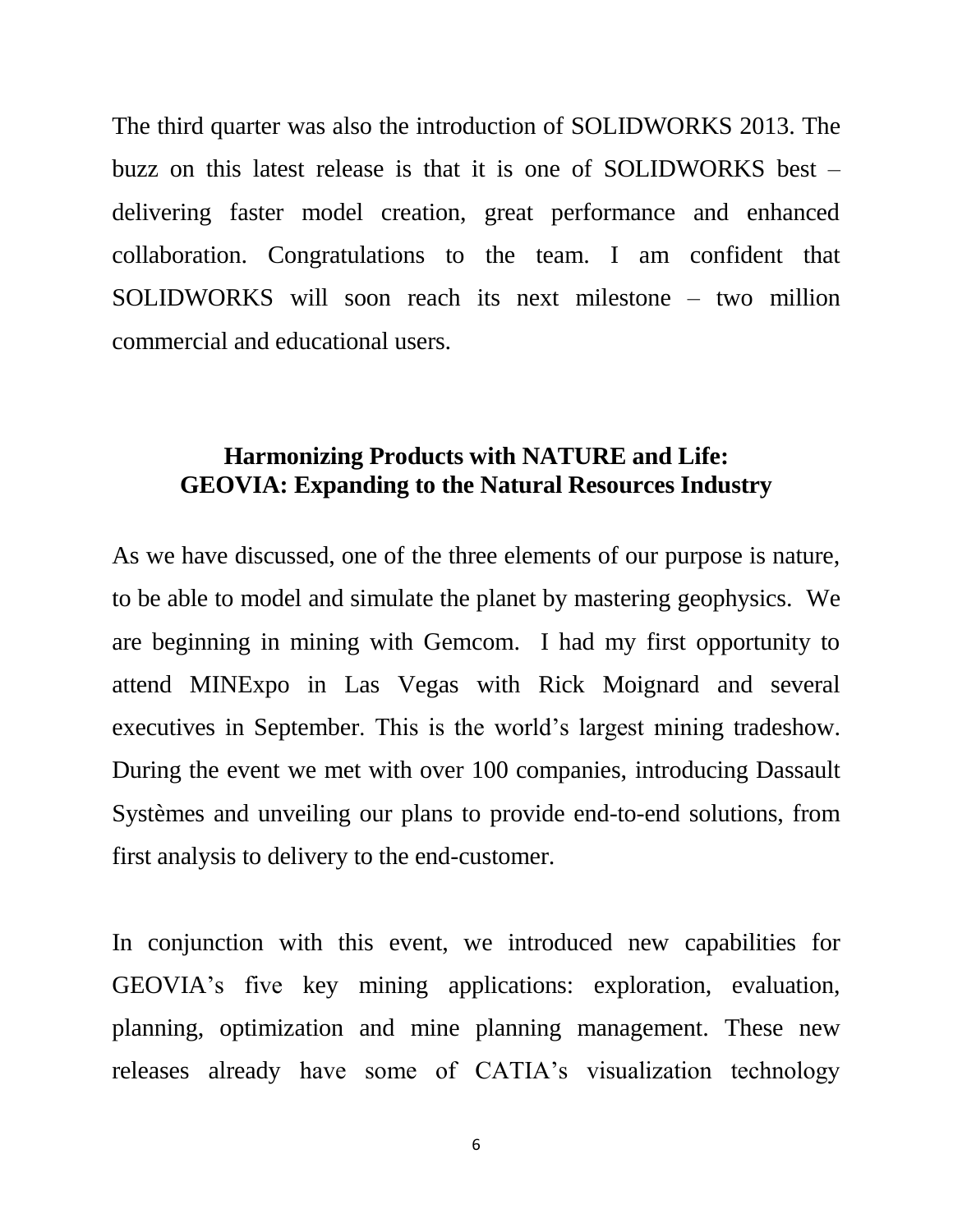The third quarter was also the introduction of SOLIDWORKS 2013. The buzz on this latest release is that it is one of SOLIDWORKS best – delivering faster model creation, great performance and enhanced collaboration. Congratulations to the team. I am confident that SOLIDWORKS will soon reach its next milestone – two million commercial and educational users.

## Harmonizing Products with NATURE and Life: GEOVIA: Expanding to the Natural Resources Industry

As we have discussed, one of the three elements of our purpose is nature, to be able to model and simulate the planet by mastering geophysics. We are beginning in mining with Gemcom. I had my first opportunity to attend MINExpo in Las Vegas with Rick Moignard and several executives in September. This is the world's largest mining tradeshow. During the event we met with over 100 companies, introducing Dassault Systèmes and unveiling our plans to provide end-to-end solutions, from first analysis to delivery to the end-customer.

In conjunction with this event, we introduced new capabilities for GEOVIA's five key mining applications: exploration, evaluation, planning, optimization and mine planning management. These new releases already have some of CATIA's visualization technology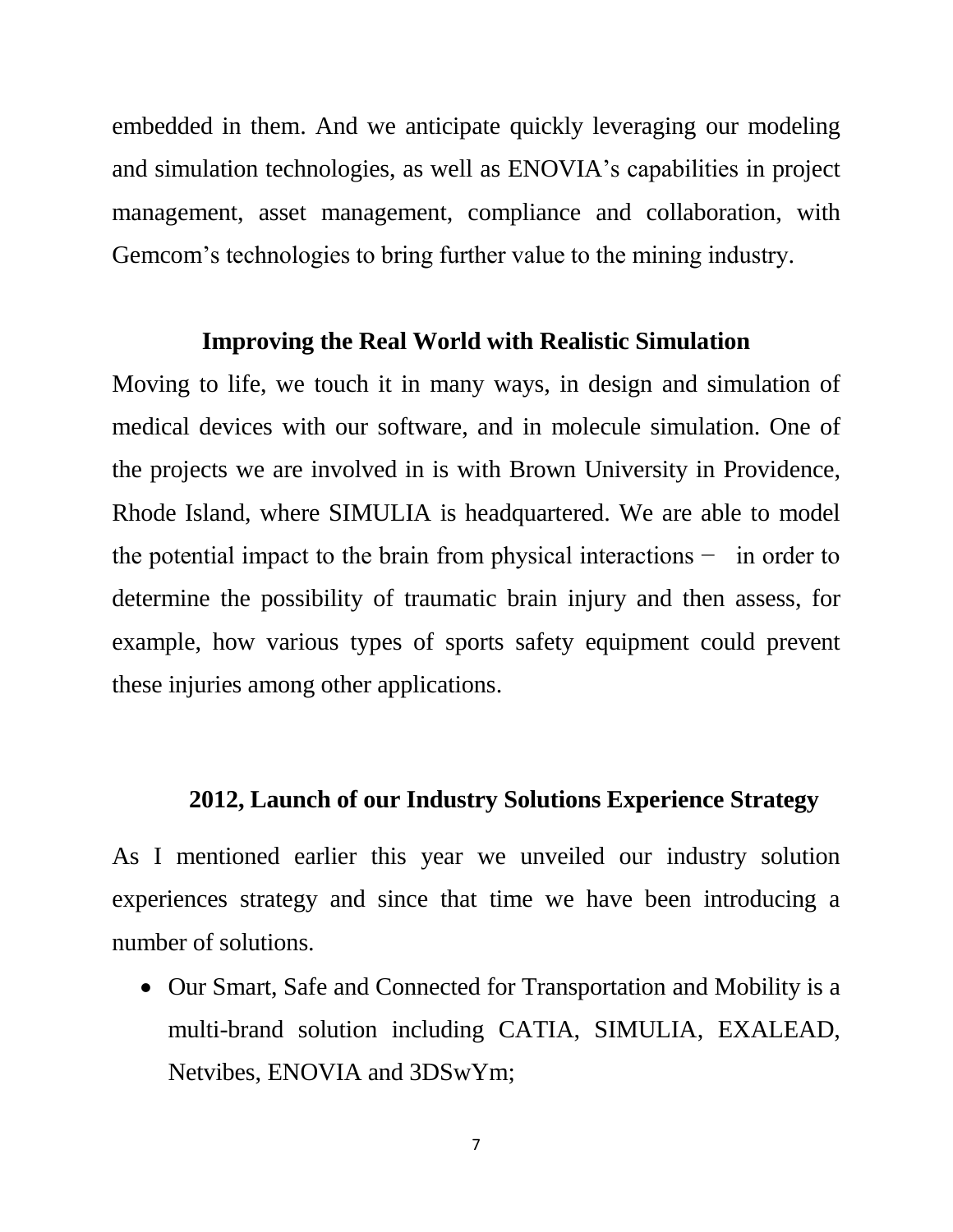embedded in them. And we anticipate quickly leveraging our modeling and simulation technologies, as well as ENOVIA's capabilities in project management, asset management, compliance and collaboration, with Gemcom's technologies to bring further value to the mining industry.

## Improving the Real World with Realistic Simulation

Moving to life, we touch it in many ways, in design and simulation of medical devices with our software, and in molecule simulation. One of the projects we are involved in is with Brown University in Providence, Rhode Island, where SIMULIA is headquartered. We are able to model the potential impact to the brain from physical interactions − in order to determine the possibility of traumatic brain injury and then assess, for example, how various types of sports safety equipment could prevent these injuries among other applications.

## 2012, Launch of our Industry Solutions Experience Strategy

As I mentioned earlier this year we unveiled our industry solution experiences strategy and since that time we have been introducing a number of solutions.

- Our Smart, Safe and Connected for Transportation and Mobility is a multi-brand solution including CATIA, SIMULIA, EXALEAD, Netvibes, ENOVIA and 3DSwYm;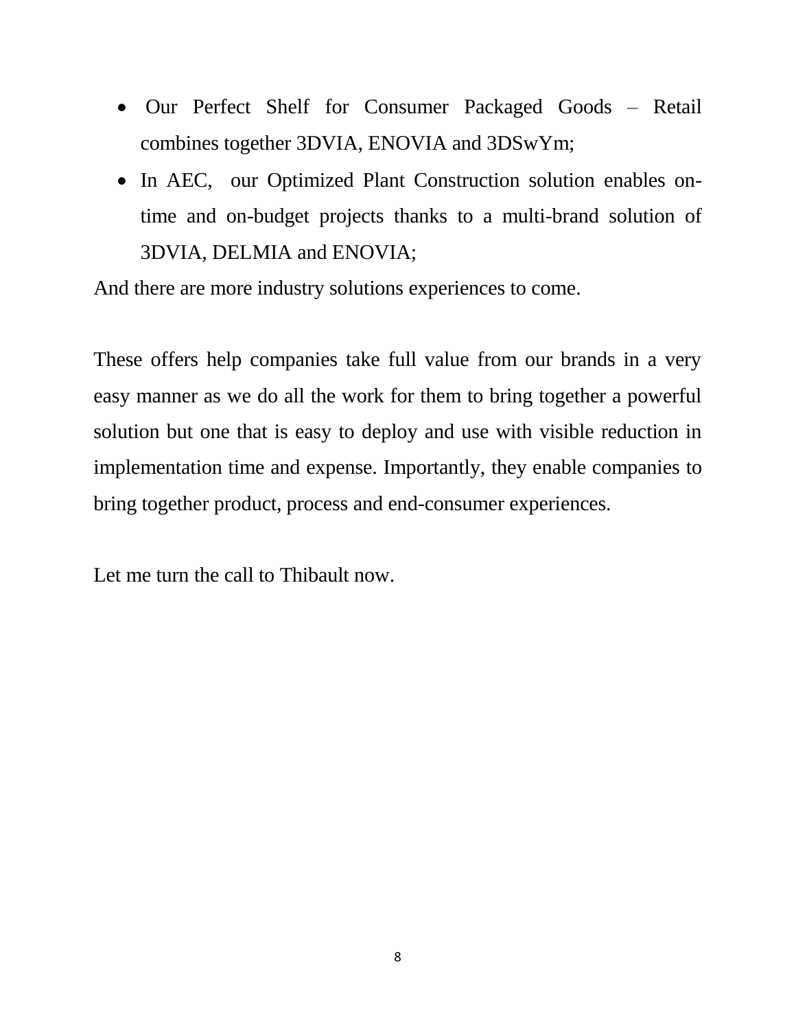- Our Perfect Shelf for Consumer Packaged Goods – Retail combines together 3DVIA, ENOVIA and 3DSwYm;
- In AEC, our Optimized Plant Construction solution enables on-time and on-budget projects thanks to a multi-brand solution of 3DVIA, DELMIA and ENOVIA;

And there are more industry solutions experiences to come.

These offers help companies take full value from our brands in a very easy manner as we do all the work for them to bring together a powerful solution but one that is easy to deploy and use with visible reduction in implementation time and expense. Importantly, they enable companies to bring together product, process and end-consumer experiences.

Let me turn the call to Thibault now.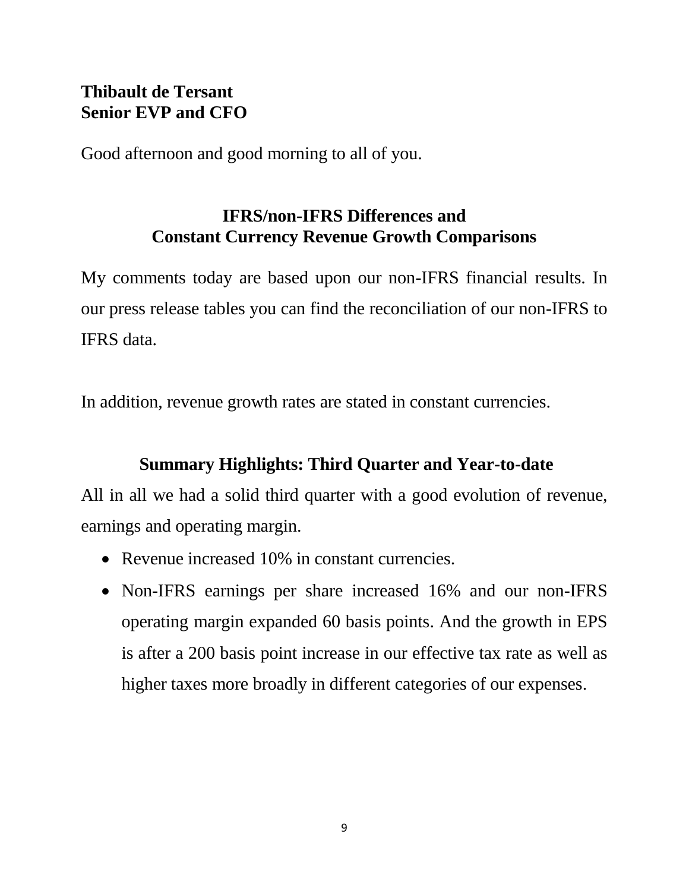**Thibault de Tersant**
**Senior EVP and CFO**

Good afternoon and good morning to all of you.

## IFRS/non-IFRS Differences and Constant Currency Revenue Growth Comparisons

My comments today are based upon our non-IFRS financial results. In our press release tables you can find the reconciliation of our non-IFRS to IFRS data.

In addition, revenue growth rates are stated in constant currencies.

## Summary Highlights: Third Quarter and Year-to-date

All in all we had a solid third quarter with a good evolution of revenue, earnings and operating margin.

- Revenue increased 10% in constant currencies.
- Non-IFRS earnings per share increased 16% and our non-IFRS operating margin expanded 60 basis points. And the growth in EPS is after a 200 basis point increase in our effective tax rate as well as higher taxes more broadly in different categories of our expenses.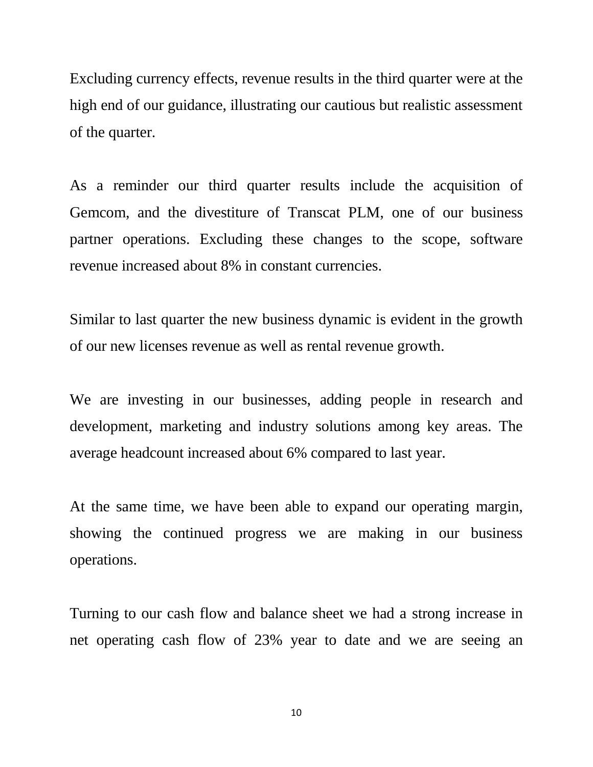Excluding currency effects, revenue results in the third quarter were at the high end of our guidance, illustrating our cautious but realistic assessment of the quarter.

As a reminder our third quarter results include the acquisition of Gemcom, and the divestiture of Transcat PLM, one of our business partner operations. Excluding these changes to the scope, software revenue increased about 8% in constant currencies.

Similar to last quarter the new business dynamic is evident in the growth of our new licenses revenue as well as rental revenue growth.

We are investing in our businesses, adding people in research and development, marketing and industry solutions among key areas. The average headcount increased about 6% compared to last year.

At the same time, we have been able to expand our operating margin, showing the continued progress we are making in our business operations.

Turning to our cash flow and balance sheet we had a strong increase in net operating cash flow of 23% year to date and we are seeing an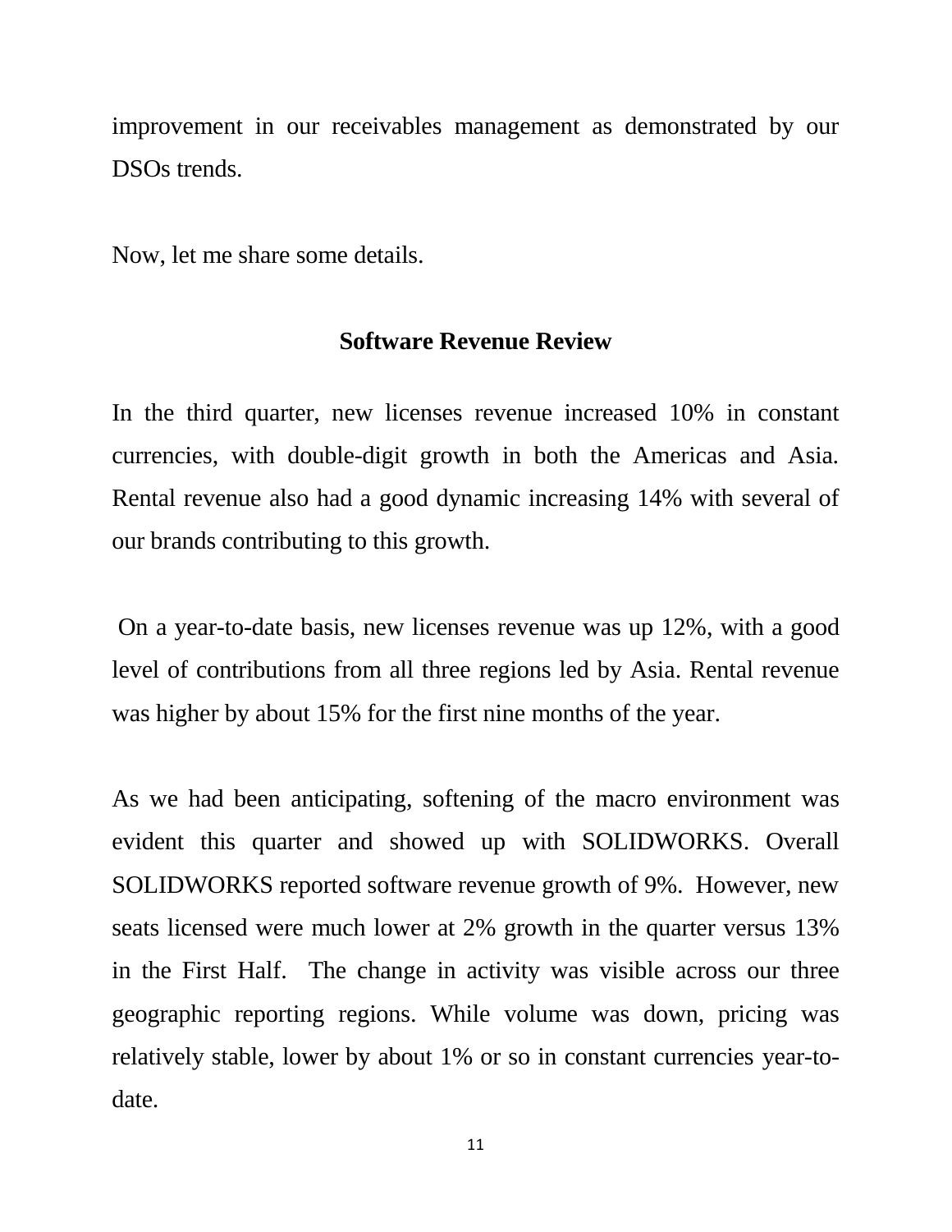improvement in our receivables management as demonstrated by our DSOs trends.

Now, let me share some details.

## Software Revenue Review

In the third quarter, new licenses revenue increased 10% in constant currencies, with double-digit growth in both the Americas and Asia. Rental revenue also had a good dynamic increasing 14% with several of our brands contributing to this growth.

On a year-to-date basis, new licenses revenue was up 12%, with a good level of contributions from all three regions led by Asia. Rental revenue was higher by about 15% for the first nine months of the year.

As we had been anticipating, softening of the macro environment was evident this quarter and showed up with SOLIDWORKS. Overall SOLIDWORKS reported software revenue growth of 9%. However, new seats licensed were much lower at 2% growth in the quarter versus 13% in the First Half. The change in activity was visible across our three geographic reporting regions. While volume was down, pricing was relatively stable, lower by about 1% or so in constant currencies year-to-date.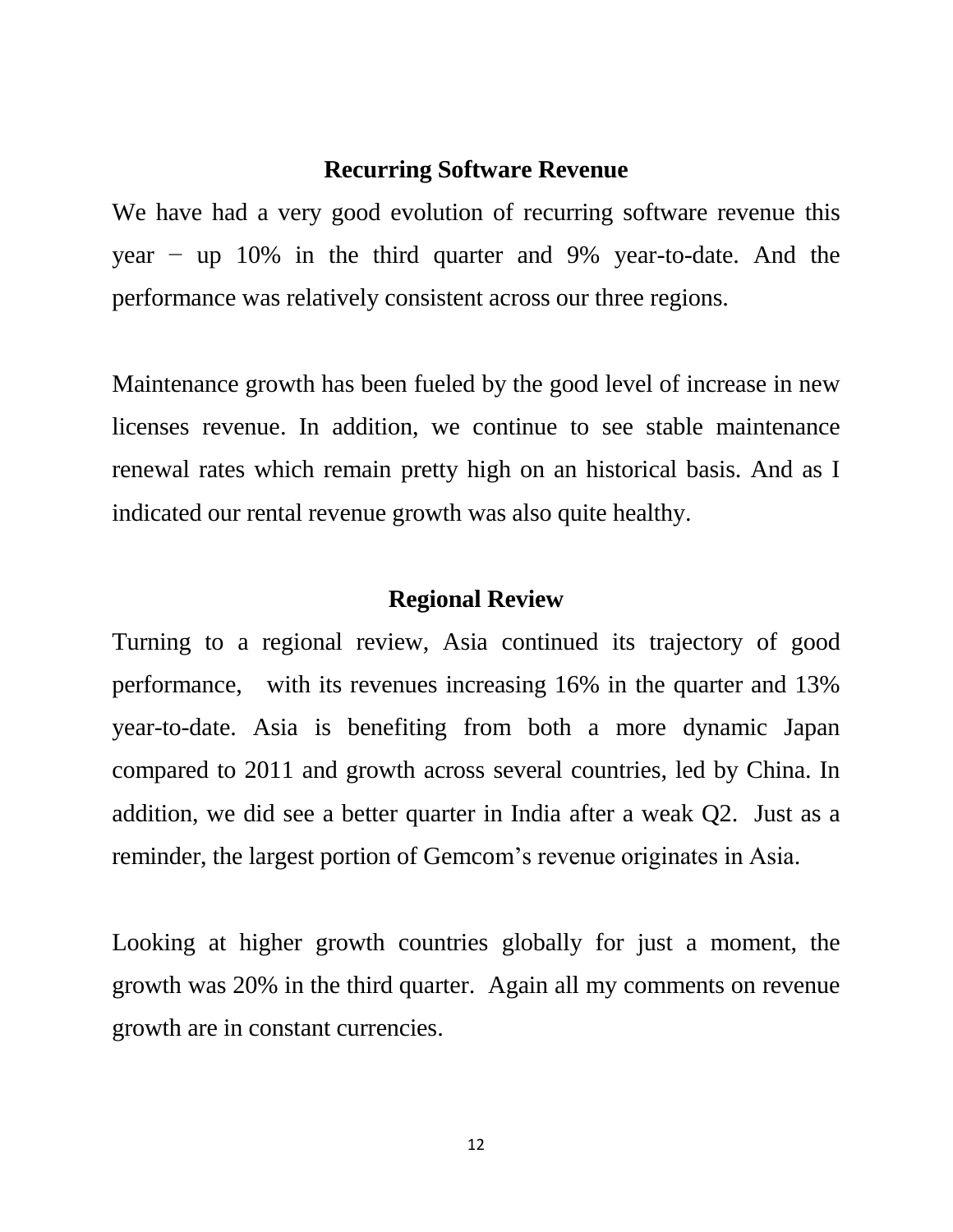## Recurring Software Revenue

We have had a very good evolution of recurring software revenue this year − up 10% in the third quarter and 9% year-to-date. And the performance was relatively consistent across our three regions.

Maintenance growth has been fueled by the good level of increase in new licenses revenue. In addition, we continue to see stable maintenance renewal rates which remain pretty high on an historical basis. And as I indicated our rental revenue growth was also quite healthy.

## Regional Review

Turning to a regional review, Asia continued its trajectory of good performance, with its revenues increasing 16% in the quarter and 13% year-to-date. Asia is benefiting from both a more dynamic Japan compared to 2011 and growth across several countries, led by China. In addition, we did see a better quarter in India after a weak Q2. Just as a reminder, the largest portion of Gemcom's revenue originates in Asia.

Looking at higher growth countries globally for just a moment, the growth was 20% in the third quarter. Again all my comments on revenue growth are in constant currencies.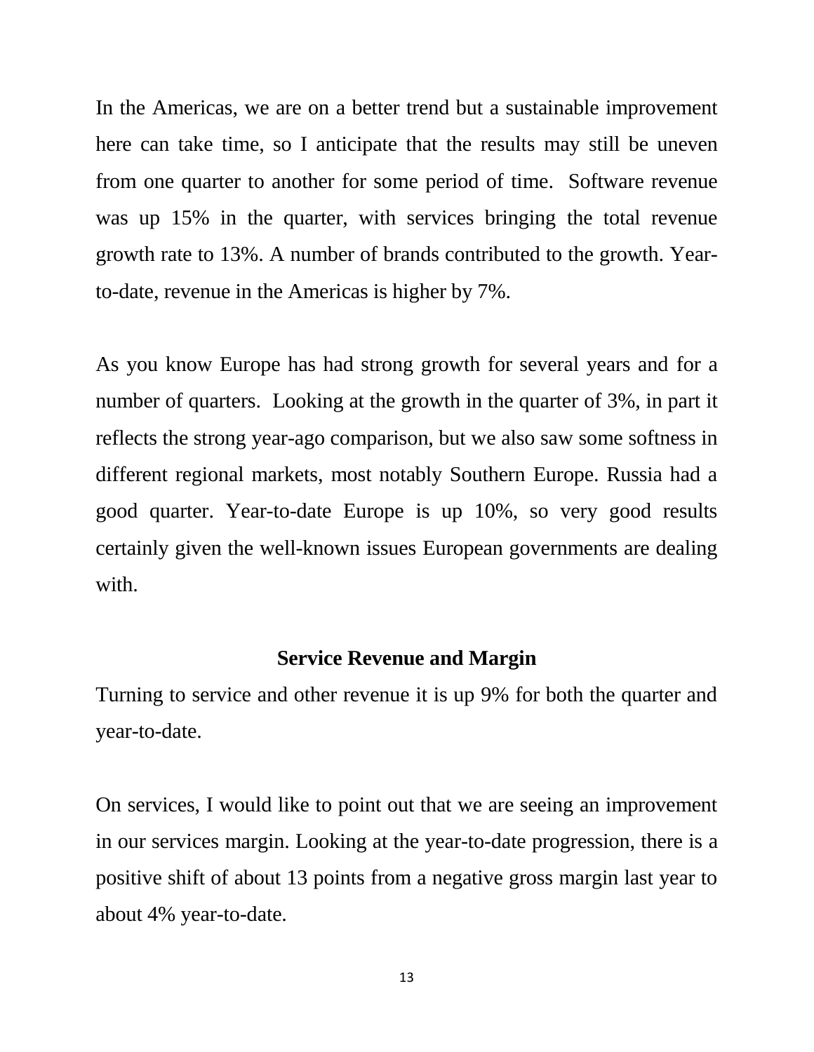In the Americas, we are on a better trend but a sustainable improvement here can take time, so I anticipate that the results may still be uneven from one quarter to another for some period of time. Software revenue was up 15% in the quarter, with services bringing the total revenue growth rate to 13%. A number of brands contributed to the growth. Year-to-date, revenue in the Americas is higher by 7%.

As you know Europe has had strong growth for several years and for a number of quarters. Looking at the growth in the quarter of 3%, in part it reflects the strong year-ago comparison, but we also saw some softness in different regional markets, most notably Southern Europe. Russia had a good quarter. Year-to-date Europe is up 10%, so very good results certainly given the well-known issues European governments are dealing with.

## Service Revenue and Margin

Turning to service and other revenue it is up 9% for both the quarter and year-to-date.

On services, I would like to point out that we are seeing an improvement in our services margin. Looking at the year-to-date progression, there is a positive shift of about 13 points from a negative gross margin last year to about 4% year-to-date.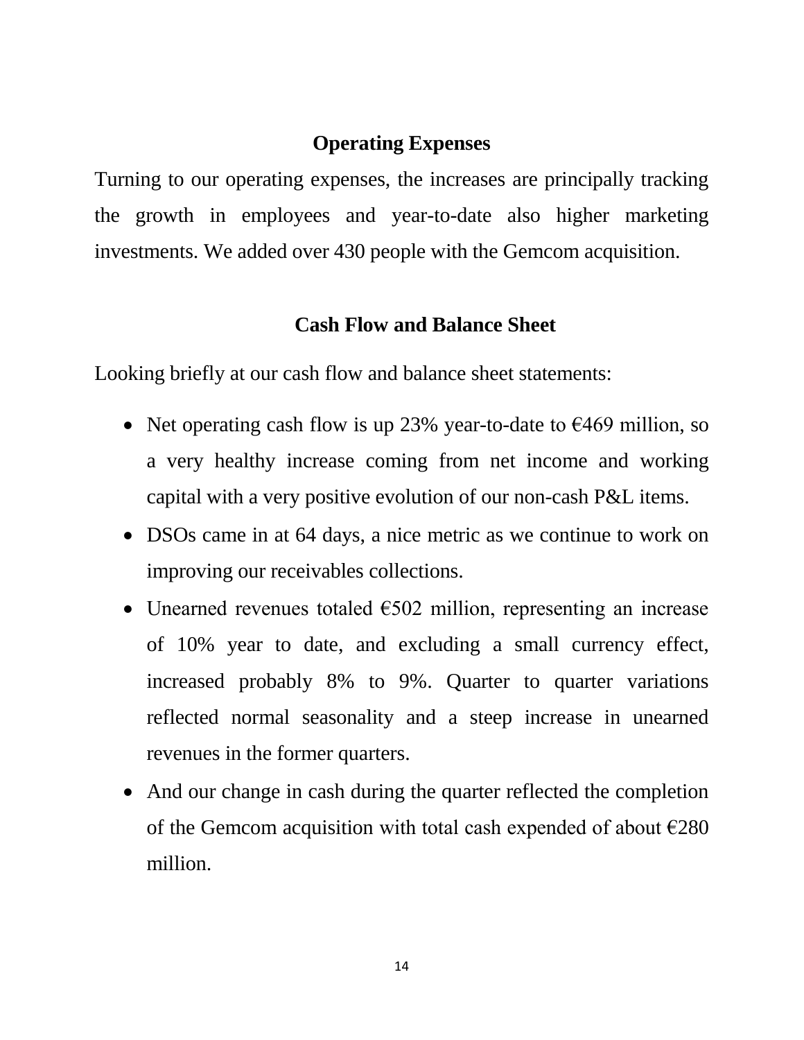## Operating Expenses

Turning to our operating expenses, the increases are principally tracking the growth in employees and year-to-date also higher marketing investments. We added over 430 people with the Gemcom acquisition.

## Cash Flow and Balance Sheet

Looking briefly at our cash flow and balance sheet statements:

- Net operating cash flow is up 23% year-to-date to €469 million, so a very healthy increase coming from net income and working capital with a very positive evolution of our non-cash P&L items.
- DSOs came in at 64 days, a nice metric as we continue to work on improving our receivables collections.
- Unearned revenues totaled €502 million, representing an increase of 10% year to date, and excluding a small currency effect, increased probably 8% to 9%. Quarter to quarter variations reflected normal seasonality and a steep increase in unearned revenues in the former quarters.
- And our change in cash during the quarter reflected the completion of the Gemcom acquisition with total cash expended of about €280 million.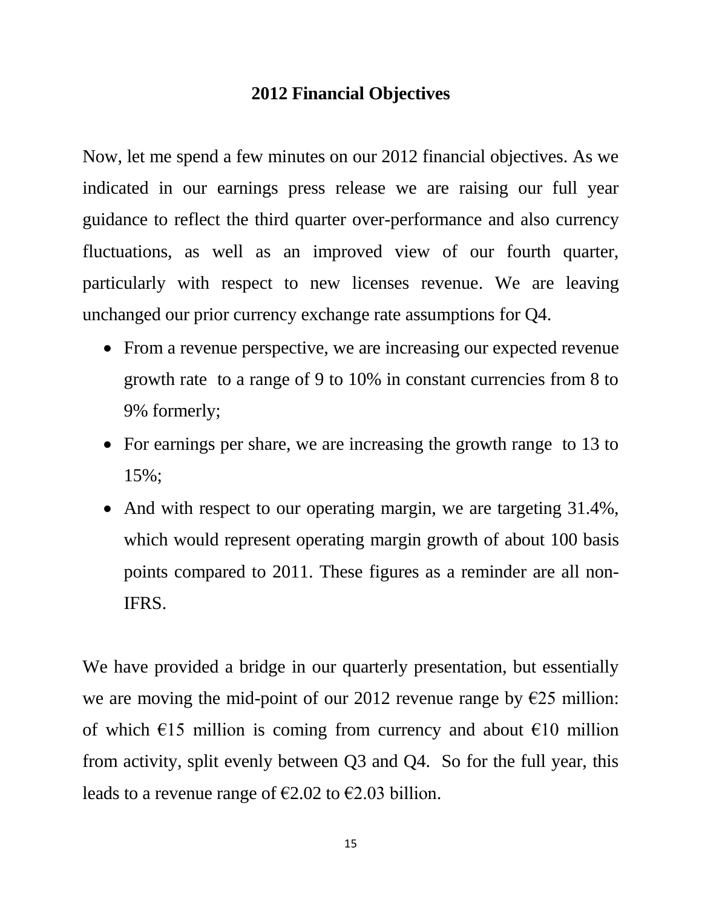## 2012 Financial Objectives

Now, let me spend a few minutes on our 2012 financial objectives. As we indicated in our earnings press release we are raising our full year guidance to reflect the third quarter over-performance and also currency fluctuations, as well as an improved view of our fourth quarter, particularly with respect to new licenses revenue. We are leaving unchanged our prior currency exchange rate assumptions for Q4.

- From a revenue perspective, we are increasing our expected revenue growth rate to a range of 9 to 10% in constant currencies from 8 to 9% formerly;
- For earnings per share, we are increasing the growth range to 13 to 15%;
- And with respect to our operating margin, we are targeting 31.4%, which would represent operating margin growth of about 100 basis points compared to 2011. These figures as a reminder are all non-IFRS.

We have provided a bridge in our quarterly presentation, but essentially we are moving the mid-point of our 2012 revenue range by €25 million: of which €15 million is coming from currency and about €10 million from activity, split evenly between Q3 and Q4. So for the full year, this leads to a revenue range of €2.02 to €2.03 billion.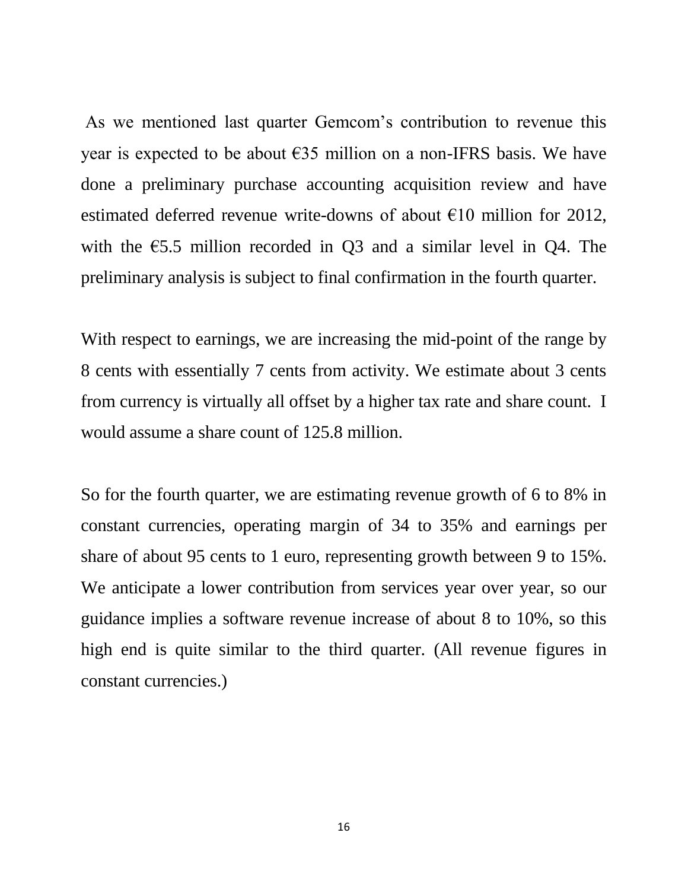As we mentioned last quarter Gemcom's contribution to revenue this year is expected to be about €35 million on a non-IFRS basis. We have done a preliminary purchase accounting acquisition review and have estimated deferred revenue write-downs of about €10 million for 2012, with the €5.5 million recorded in Q3 and a similar level in Q4. The preliminary analysis is subject to final confirmation in the fourth quarter.

With respect to earnings, we are increasing the mid-point of the range by 8 cents with essentially 7 cents from activity. We estimate about 3 cents from currency is virtually all offset by a higher tax rate and share count. I would assume a share count of 125.8 million.

So for the fourth quarter, we are estimating revenue growth of 6 to 8% in constant currencies, operating margin of 34 to 35% and earnings per share of about 95 cents to 1 euro, representing growth between 9 to 15%. We anticipate a lower contribution from services year over year, so our guidance implies a software revenue increase of about 8 to 10%, so this high end is quite similar to the third quarter. (All revenue figures in constant currencies.)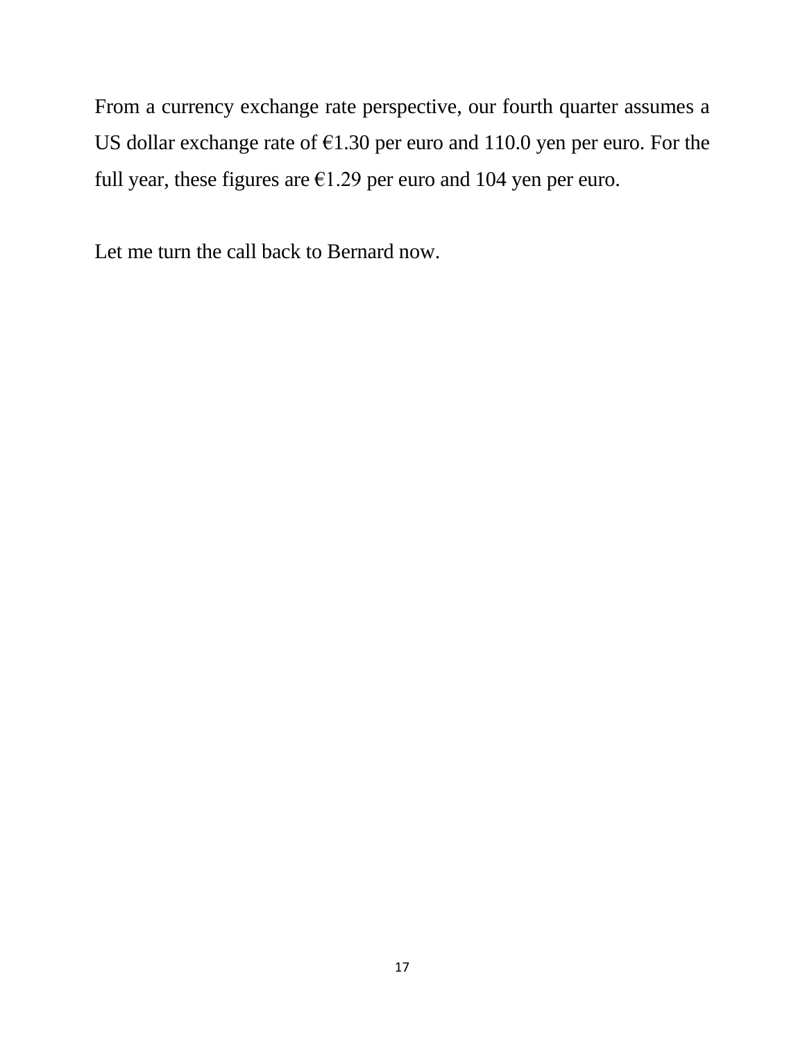From a currency exchange rate perspective, our fourth quarter assumes a US dollar exchange rate of €1.30 per euro and 110.0 yen per euro. For the full year, these figures are €1.29 per euro and 104 yen per euro.

Let me turn the call back to Bernard now.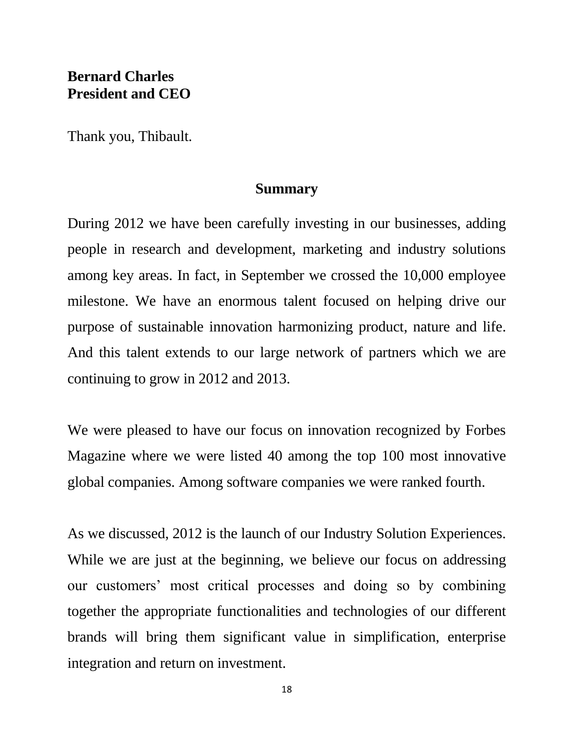**Bernard Charles**
**President and CEO**

Thank you, Thibault.

## Summary

During 2012 we have been carefully investing in our businesses, adding people in research and development, marketing and industry solutions among key areas. In fact, in September we crossed the 10,000 employee milestone. We have an enormous talent focused on helping drive our purpose of sustainable innovation harmonizing product, nature and life. And this talent extends to our large network of partners which we are continuing to grow in 2012 and 2013.

We were pleased to have our focus on innovation recognized by Forbes Magazine where we were listed 40 among the top 100 most innovative global companies. Among software companies we were ranked fourth.

As we discussed, 2012 is the launch of our Industry Solution Experiences. While we are just at the beginning, we believe our focus on addressing our customers' most critical processes and doing so by combining together the appropriate functionalities and technologies of our different brands will bring them significant value in simplification, enterprise integration and return on investment.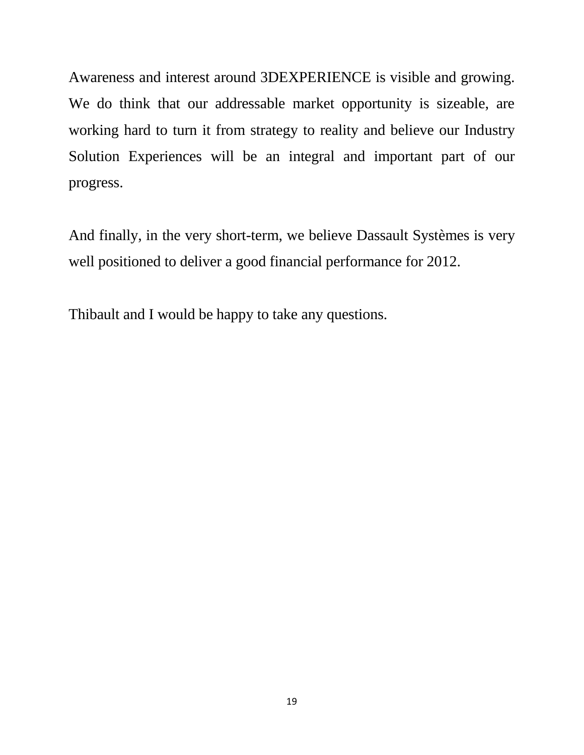Awareness and interest around 3DEXPERIENCE is visible and growing. We do think that our addressable market opportunity is sizeable, are working hard to turn it from strategy to reality and believe our Industry Solution Experiences will be an integral and important part of our progress.

And finally, in the very short-term, we believe Dassault Systèmes is very well positioned to deliver a good financial performance for 2012.

Thibault and I would be happy to take any questions.